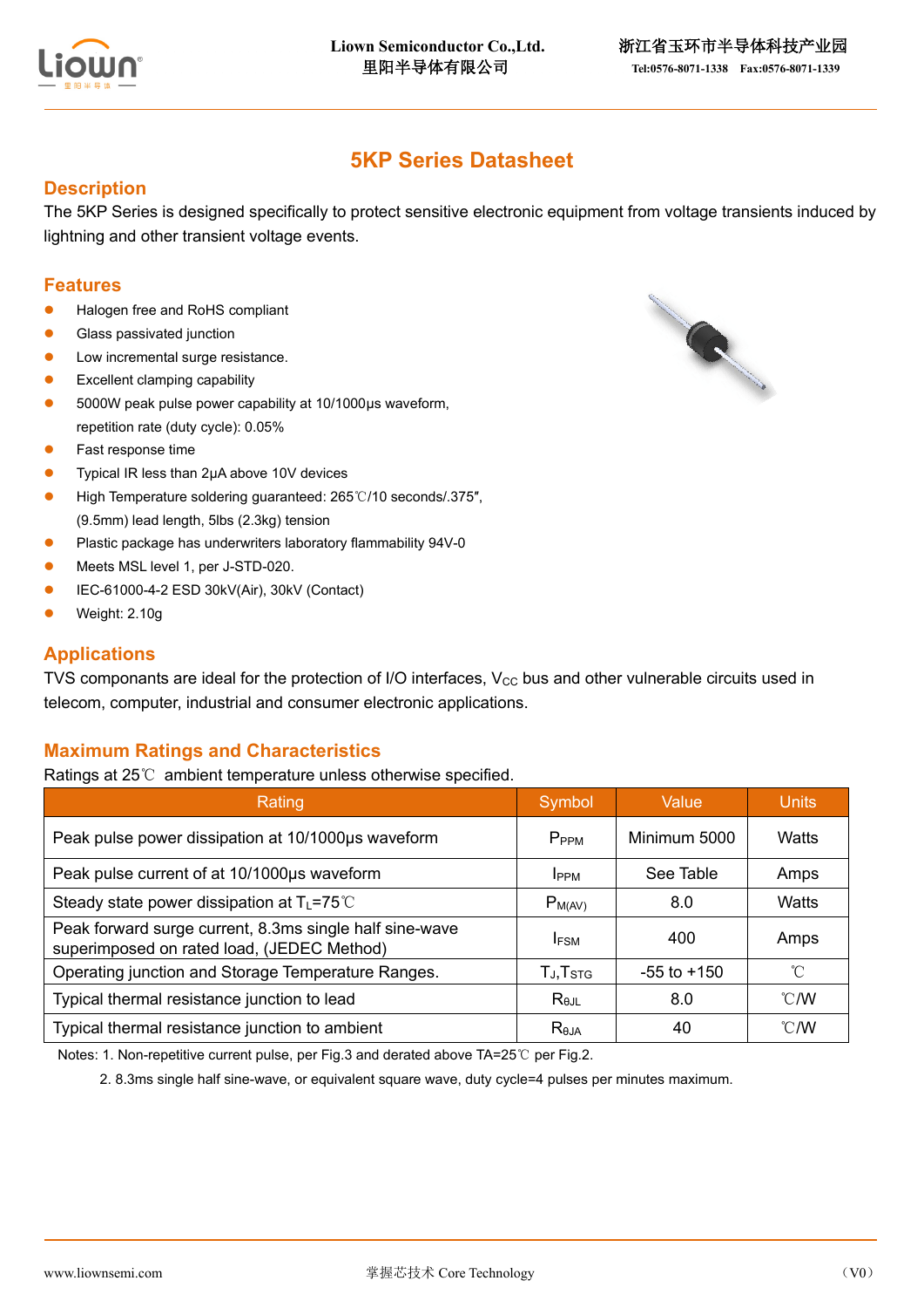# 5KP Series Datasheet

## Description

The 5KP Series is designed specifically to protect sensitive electronic equipment from voltage transients induced by lightning and other transient voltage events.

## Features

- Halogen free and RoHS compliant
- Glass passivated junction
- Low incremental surge resistance.
- Excellent clamping capability
- 5000W peak pulse power capability at 10/1000μs waveform, repetition rate (duty cycle): 0.05%
- Fast response time
- Typical IR less than 2μA above 10V devices
- High Temperature soldering guaranteed: 265℃/10 seconds/.375″, (9.5mm) lead length, 5lbs (2.3kg) tension
- Plastic package has underwriters laboratory flammability 94V-0
- Meets MSL level 1, per J-STD-020.
- IEC-61000-4-2 ESD 30kV(Air), 30kV (Contact)
- Weight: 2.10g

## Applications

TVS componants are ideal for the protection of I/O interfaces, $V_{CC}$ bus and other vulnerable circuits used in telecom, computer, industrial and consumer electronic applications.

## Maximum Ratings and Characteristics

Ratings at 25℃ ambient temperature unless otherwise specified.

| Rating | Symbol | Value | Units |
|---|---|---|---|
| Peak pulse power dissipation at 10/1000μs waveform | $P_{PPM}$ | Minimum 5000 | Watts |
| Peak pulse current of at 10/1000μs waveform | $I_{PPM}$ | See Table | Amps |
| Steady state power dissipation at $T_L$=75℃ | $P_{M(AV)}$ | 8.0 | Watts |
| Peak forward surge current, 8.3ms single half sine-wave superimposed on rated load, (JEDEC Method) | $I_{FSM}$ | 400 | Amps |
| Operating junction and Storage Temperature Ranges. | $T_J$,$T_{STG}$ | -55 to +150 | ℃ |
| Typical thermal resistance junction to lead | $R_{θJL}$ | 8.0 | ℃/W |
| Typical thermal resistance junction to ambient | $R_{θJA}$ | 40 | ℃/W |

Notes: 1. Non-repetitive current pulse, per Fig.3 and derated above TA=25℃ per Fig.2.

2. 8.3ms single half sine-wave, or equivalent square wave, duty cycle=4 pulses per minutes maximum.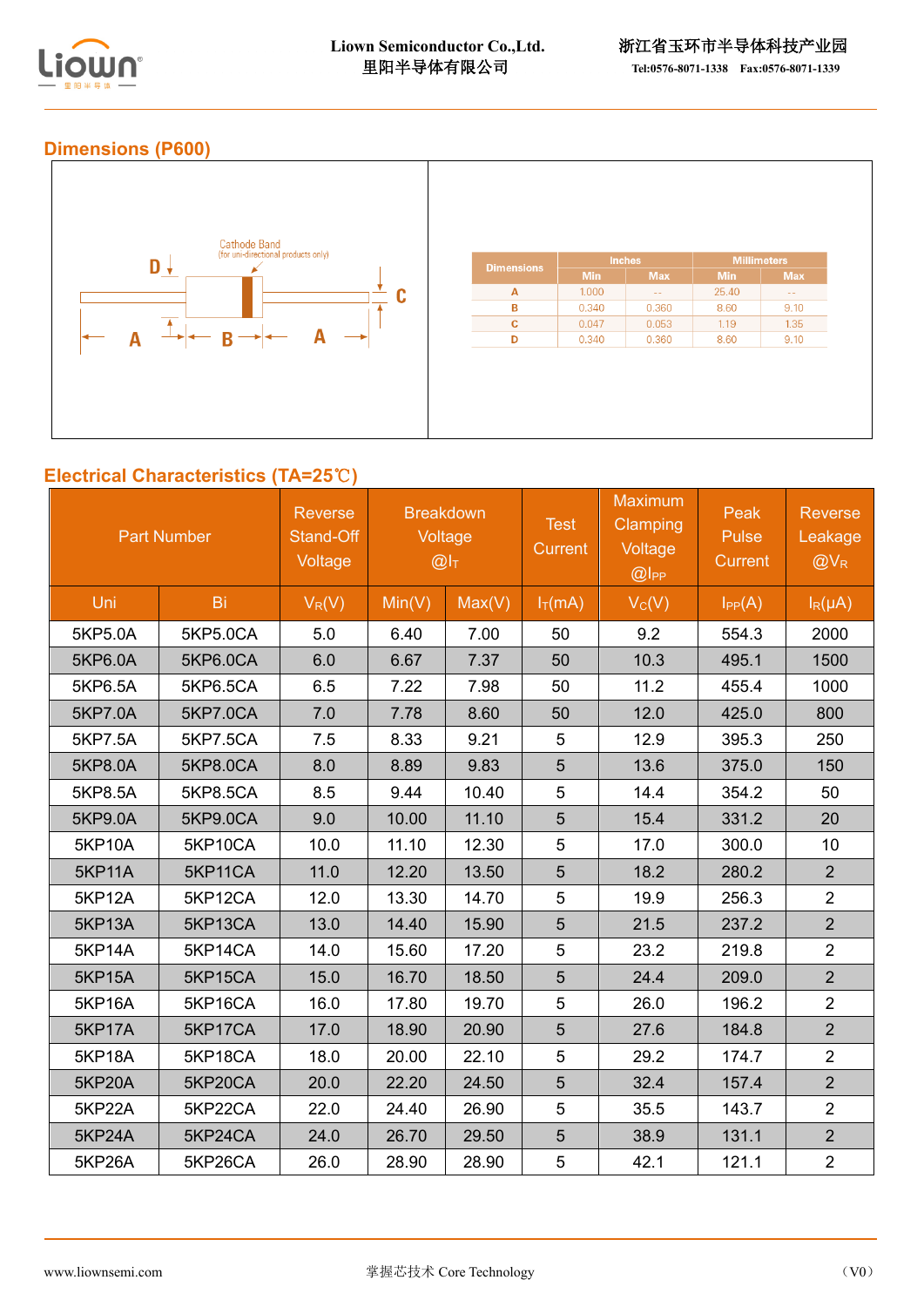## Dimensions (P600)

Cathode Band
(for uni-directional products only)

| Dimensions | Inches | | Millimeters | |
|---|---|---|---|---|
| | Min | Max | Min | Max |
| A | 1.000 | -- | 25.40 | -- |
| B | 0.340 | 0.360 | 8.60 | 9.10 |
| C | 0.047 | 0.053 | 1.19 | 1.35 |
| D | 0.340 | 0.360 | 8.60 | 9.10 |

## Electrical Characteristics (TA=25℃)

| Part Number | | Reverse Stand-Off Voltage | Breakdown Voltage @$I_T$ | | Test Current | Maximum Clamping Voltage @$I_{PP}$ | Peak Pulse Current | Reverse Leakage @$V_R$ |
|---|---|---|---|---|---|---|---|---|
| Uni | Bi | $V_R$(V) | Min(V) | Max(V) | $I_T$(mA) | $V_C$(V) | $I_{PP}$(A) | $I_R$(μA) |
| 5KP5.0A | 5KP5.0CA | 5.0 | 6.40 | 7.00 | 50 | 9.2 | 554.3 | 2000 |
| 5KP6.0A | 5KP6.0CA | 6.0 | 6.67 | 7.37 | 50 | 10.3 | 495.1 | 1500 |
| 5KP6.5A | 5KP6.5CA | 6.5 | 7.22 | 7.98 | 50 | 11.2 | 455.4 | 1000 |
| 5KP7.0A | 5KP7.0CA | 7.0 | 7.78 | 8.60 | 50 | 12.0 | 425.0 | 800 |
| 5KP7.5A | 5KP7.5CA | 7.5 | 8.33 | 9.21 | 5 | 12.9 | 395.3 | 250 |
| 5KP8.0A | 5KP8.0CA | 8.0 | 8.89 | 9.83 | 5 | 13.6 | 375.0 | 150 |
| 5KP8.5A | 5KP8.5CA | 8.5 | 9.44 | 10.40 | 5 | 14.4 | 354.2 | 50 |
| 5KP9.0A | 5KP9.0CA | 9.0 | 10.00 | 11.10 | 5 | 15.4 | 331.2 | 20 |
| 5KP10A | 5KP10CA | 10.0 | 11.10 | 12.30 | 5 | 17.0 | 300.0 | 10 |
| 5KP11A | 5KP11CA | 11.0 | 12.20 | 13.50 | 5 | 18.2 | 280.2 | 2 |
| 5KP12A | 5KP12CA | 12.0 | 13.30 | 14.70 | 5 | 19.9 | 256.3 | 2 |
| 5KP13A | 5KP13CA | 13.0 | 14.40 | 15.90 | 5 | 21.5 | 237.2 | 2 |
| 5KP14A | 5KP14CA | 14.0 | 15.60 | 17.20 | 5 | 23.2 | 219.8 | 2 |
| 5KP15A | 5KP15CA | 15.0 | 16.70 | 18.50 | 5 | 24.4 | 209.0 | 2 |
| 5KP16A | 5KP16CA | 16.0 | 17.80 | 19.70 | 5 | 26.0 | 196.2 | 2 |
| 5KP17A | 5KP17CA | 17.0 | 18.90 | 20.90 | 5 | 27.6 | 184.8 | 2 |
| 5KP18A | 5KP18CA | 18.0 | 20.00 | 22.10 | 5 | 29.2 | 174.7 | 2 |
| 5KP20A | 5KP20CA | 20.0 | 22.20 | 24.50 | 5 | 32.4 | 157.4 | 2 |
| 5KP22A | 5KP22CA | 22.0 | 24.40 | 26.90 | 5 | 35.5 | 143.7 | 2 |
| 5KP24A | 5KP24CA | 24.0 | 26.70 | 29.50 | 5 | 38.9 | 131.1 | 2 |
| 5KP26A | 5KP26CA | 26.0 | 28.90 | 28.90 | 5 | 42.1 | 121.1 | 2 |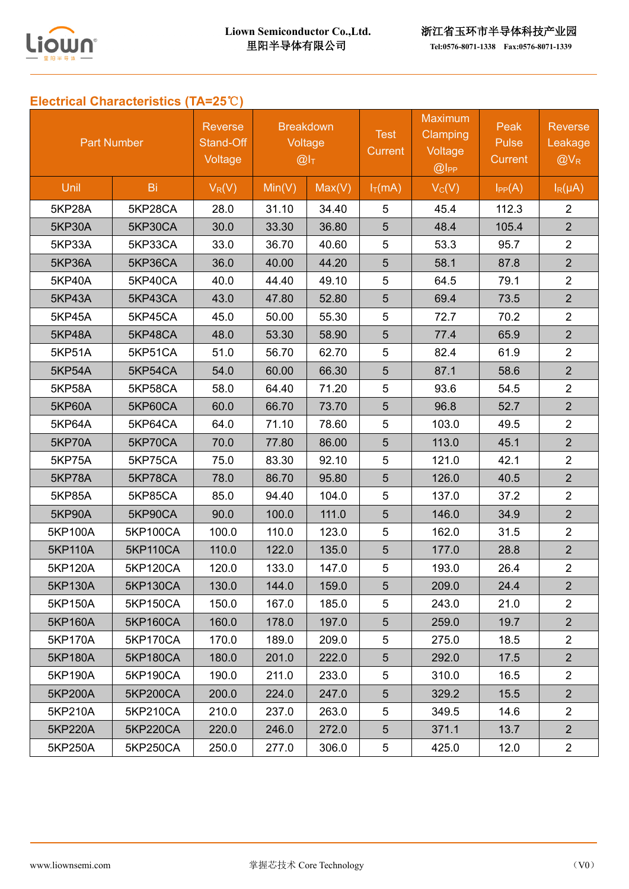## Electrical Characteristics (TA=25℃)

| Part Number | | Reverse Stand-Off Voltage | Breakdown Voltage @$I_T$ | | Test Current | Maximum Clamping Voltage @$I_{PP}$ | Peak Pulse Current | Reverse Leakage @$V_R$ |
|---|---|---|---|---|---|---|---|---|
| Unil | Bi | $V_R$(V) | Min(V) | Max(V) | $I_T$(mA) | $V_C$(V) | $I_{PP}$(A) | $I_R$(μA) |
| 5KP28A | 5KP28CA | 28.0 | 31.10 | 34.40 | 5 | 45.4 | 112.3 | 2 |
| 5KP30A | 5KP30CA | 30.0 | 33.30 | 36.80 | 5 | 48.4 | 105.4 | 2 |
| 5KP33A | 5KP33CA | 33.0 | 36.70 | 40.60 | 5 | 53.3 | 95.7 | 2 |
| 5KP36A | 5KP36CA | 36.0 | 40.00 | 44.20 | 5 | 58.1 | 87.8 | 2 |
| 5KP40A | 5KP40CA | 40.0 | 44.40 | 49.10 | 5 | 64.5 | 79.1 | 2 |
| 5KP43A | 5KP43CA | 43.0 | 47.80 | 52.80 | 5 | 69.4 | 73.5 | 2 |
| 5KP45A | 5KP45CA | 45.0 | 50.00 | 55.30 | 5 | 72.7 | 70.2 | 2 |
| 5KP48A | 5KP48CA | 48.0 | 53.30 | 58.90 | 5 | 77.4 | 65.9 | 2 |
| 5KP51A | 5KP51CA | 51.0 | 56.70 | 62.70 | 5 | 82.4 | 61.9 | 2 |
| 5KP54A | 5KP54CA | 54.0 | 60.00 | 66.30 | 5 | 87.1 | 58.6 | 2 |
| 5KP58A | 5KP58CA | 58.0 | 64.40 | 71.20 | 5 | 93.6 | 54.5 | 2 |
| 5KP60A | 5KP60CA | 60.0 | 66.70 | 73.70 | 5 | 96.8 | 52.7 | 2 |
| 5KP64A | 5KP64CA | 64.0 | 71.10 | 78.60 | 5 | 103.0 | 49.5 | 2 |
| 5KP70A | 5KP70CA | 70.0 | 77.80 | 86.00 | 5 | 113.0 | 45.1 | 2 |
| 5KP75A | 5KP75CA | 75.0 | 83.30 | 92.10 | 5 | 121.0 | 42.1 | 2 |
| 5KP78A | 5KP78CA | 78.0 | 86.70 | 95.80 | 5 | 126.0 | 40.5 | 2 |
| 5KP85A | 5KP85CA | 85.0 | 94.40 | 104.0 | 5 | 137.0 | 37.2 | 2 |
| 5KP90A | 5KP90CA | 90.0 | 100.0 | 111.0 | 5 | 146.0 | 34.9 | 2 |
| 5KP100A | 5KP100CA | 100.0 | 110.0 | 123.0 | 5 | 162.0 | 31.5 | 2 |
| 5KP110A | 5KP110CA | 110.0 | 122.0 | 135.0 | 5 | 177.0 | 28.8 | 2 |
| 5KP120A | 5KP120CA | 120.0 | 133.0 | 147.0 | 5 | 193.0 | 26.4 | 2 |
| 5KP130A | 5KP130CA | 130.0 | 144.0 | 159.0 | 5 | 209.0 | 24.4 | 2 |
| 5KP150A | 5KP150CA | 150.0 | 167.0 | 185.0 | 5 | 243.0 | 21.0 | 2 |
| 5KP160A | 5KP160CA | 160.0 | 178.0 | 197.0 | 5 | 259.0 | 19.7 | 2 |
| 5KP170A | 5KP170CA | 170.0 | 189.0 | 209.0 | 5 | 275.0 | 18.5 | 2 |
| 5KP180A | 5KP180CA | 180.0 | 201.0 | 222.0 | 5 | 292.0 | 17.5 | 2 |
| 5KP190A | 5KP190CA | 190.0 | 211.0 | 233.0 | 5 | 310.0 | 16.5 | 2 |
| 5KP200A | 5KP200CA | 200.0 | 224.0 | 247.0 | 5 | 329.2 | 15.5 | 2 |
| 5KP210A | 5KP210CA | 210.0 | 237.0 | 263.0 | 5 | 349.5 | 14.6 | 2 |
| 5KP220A | 5KP220CA | 220.0 | 246.0 | 272.0 | 5 | 371.1 | 13.7 | 2 |
| 5KP250A | 5KP250CA | 250.0 | 277.0 | 306.0 | 5 | 425.0 | 12.0 | 2 |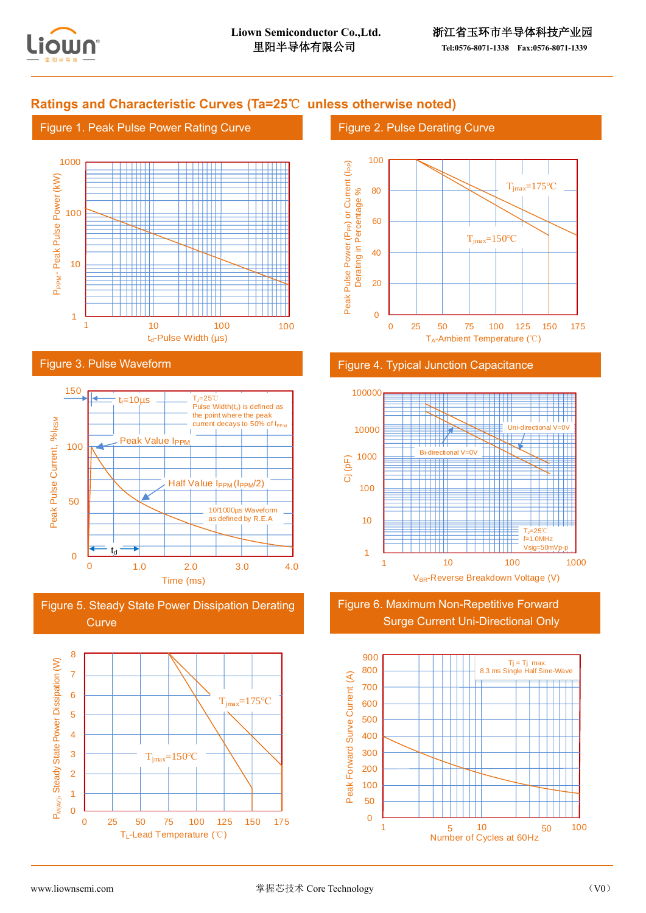## Ratings and Characteristic Curves (Ta=25℃ unless otherwise noted)

### Figure 1. Peak Pulse Power Rating Curve

$P_{PPM}$- Peak Pulse Power (kW)

1000
100
10
1

1 10 100 100

$t_d$-Pulse Width (µs)

### Figure 2. Pulse Derating Curve

Peak Pulse Power ($P_{PP}$) or Current ($I_{PP}$) Derating in Percentage %

100
80
60
40
20
0

$T_{jmax}$=175℃

$T_{jmax}$=150℃

0 25 50 75 100 125 150 175

$T_A$-Ambient Temperature (℃)

### Figure 3. Pulse Waveform

Peak Pulse Current, $\%I_{RSM}$

150
100
50
0

$t_r$=10µs

$T_J$=25℃
Pulse Width($t_d$) is defined as the point where the peak current decays to 50% of $I_{PPM}$

Peak Value $I_{PPM}$

Half Value $I_{PPM}$ ($I_{PPM}$/2)

10/1000µs Waveform as defined by R.E.A

$t_d$

0 1.0 2.0 3.0 4.0

Time (ms)

### Figure 4. Typical Junction Capacitance

Cj (pF)

100000
10000
1000
100
10
1

Uni-directional V=0V

Bi-directional V=0V

$T_J$=25℃
f=1.0MHz
Vsig=50mVp-p

1 10 100 1000

$V_{BR}$-Reverse Breakdown Voltage (V)

### Figure 5. Steady State Power Dissipation Derating Curve

$P_{M(AV)}$, Steady State Power Dissipation (W)

8
7
6
5
4
3
2
1
0

$T_{jmax}$=175℃

$T_{jmax}$=150℃

0 25 50 75 100 125 150 175

$T_L$-Lead Temperature (℃)

### Figure 6. Maximum Non-Repetitive Forward Surge Current Uni-Directional Only

Peak Forward Surve Current (A)

900
800
700
600
500
400
300
200
100
50
0

Tj = Tj max.
8.3 ms Single Half Sine-Wave

1 5 10 50 100

Number of Cycles at 60Hz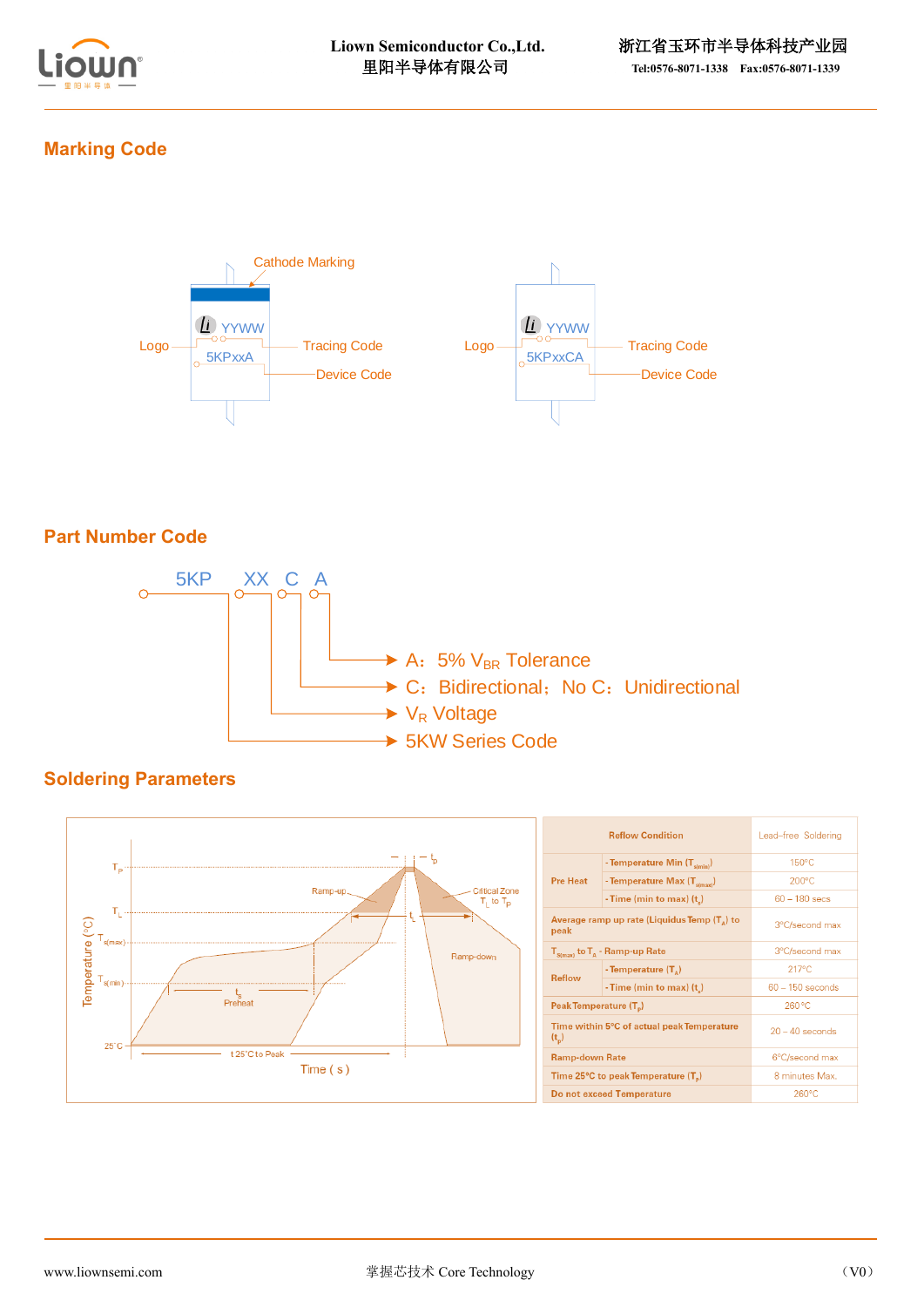## Marking Code

Cathode Marking

Logo — YYWW — Tracing Code

5KPxxA — Device Code

Logo — YYWW — Tracing Code

5KPxxCA — Device Code

## Part Number Code

5KP XX C A

- A： 5% $V_{BR}$ Tolerance
- C： Bidirectional； No C： Unidirectional
- $V_R$ Voltage
- 5KW Series Code

## Soldering Parameters

| Reflow Condition | | Lead–free Soldering |
|---|---|---|
| Pre Heat | - Temperature Min ($T_{s(min)}$) | 150°C |
| | - Temperature Max ($T_{s(max)}$) | 200°C |
| | - Time (min to max) ($t_s$) | 60 – 180 secs |
| Average ramp up rate (Liquidus Temp ($T_A$) to peak | | 3°C/second max |
| $T_{s(max)}$ to $T_A$ - Ramp-up Rate | | 3°C/second max |
| Reflow | - Temperature ($T_A$) | 217°C |
| | - Time (min to max) ($t_s$) | 60 – 150 seconds |
| Peak Temperature ($T_P$) | | 260 °C |
| Time within 5°C of actual peak Temperature ($t_p$) | | 20 – 40 seconds |
| Ramp-down Rate | | 6°C/second max |
| Time 25°C to peak Temperature ($T_P$) | | 8 minutes Max. |
| Do not exceed Temperature | | 260°C |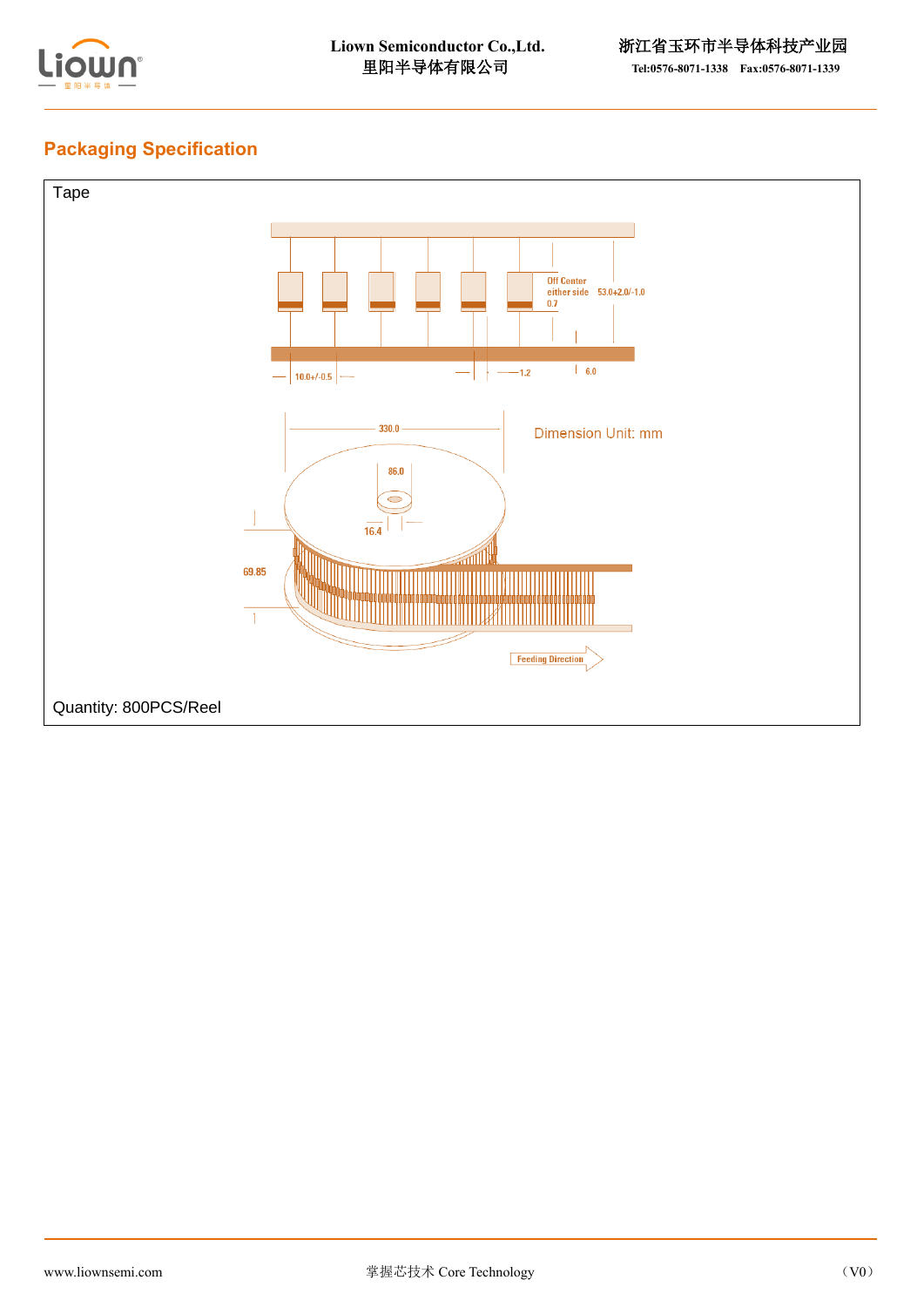## Packaging Specification

Tape

Off Center either side 0.7

53.0+2.0/-1.0

10.0+/-0.5

1.2

6.0

330.0

Dimension Unit: mm

86.0

16.4

69.85

Feeding Direction

Quantity: 800PCS/Reel